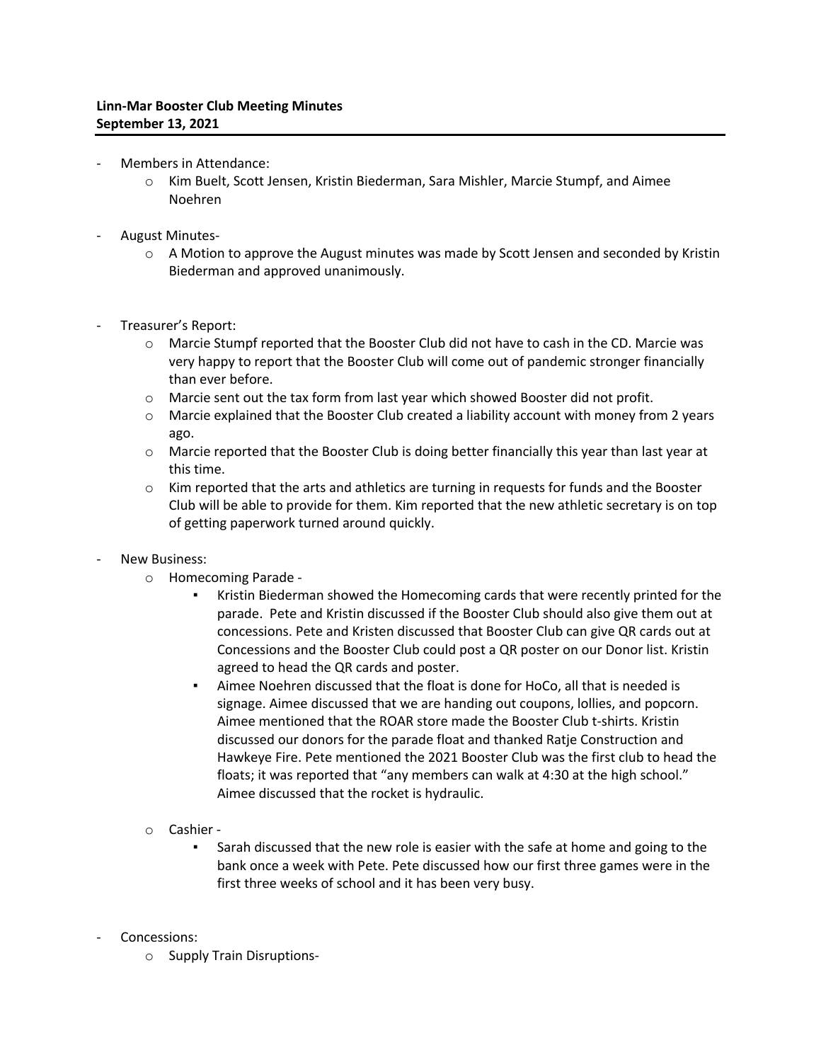**Linn-Mar Booster Club Meeting Minutes**
**September 13, 2021**

- Members in Attendance:
  - Kim Buelt, Scott Jensen, Kristin Biederman, Sara Mishler, Marcie Stumpf, and Aimee Noehren

- August Minutes-
  - A Motion to approve the August minutes was made by Scott Jensen and seconded by Kristin Biederman and approved unanimously.

- Treasurer's Report:
  - Marcie Stumpf reported that the Booster Club did not have to cash in the CD. Marcie was very happy to report that the Booster Club will come out of pandemic stronger financially than ever before.
  - Marcie sent out the tax form from last year which showed Booster did not profit.
  - Marcie explained that the Booster Club created a liability account with money from 2 years ago.
  - Marcie reported that the Booster Club is doing better financially this year than last year at this time.
  - Kim reported that the arts and athletics are turning in requests for funds and the Booster Club will be able to provide for them. Kim reported that the new athletic secretary is on top of getting paperwork turned around quickly.

- New Business:
  - Homecoming Parade -
    - Kristin Biederman showed the Homecoming cards that were recently printed for the parade. Pete and Kristin discussed if the Booster Club should also give them out at concessions. Pete and Kristen discussed that Booster Club can give QR cards out at Concessions and the Booster Club could post a QR poster on our Donor list. Kristin agreed to head the QR cards and poster.
    - Aimee Noehren discussed that the float is done for HoCo, all that is needed is signage. Aimee discussed that we are handing out coupons, lollies, and popcorn. Aimee mentioned that the ROAR store made the Booster Club t-shirts. Kristin discussed our donors for the parade float and thanked Ratje Construction and Hawkeye Fire. Pete mentioned the 2021 Booster Club was the first club to head the floats; it was reported that "any members can walk at 4:30 at the high school." Aimee discussed that the rocket is hydraulic.
  - Cashier -
    - Sarah discussed that the new role is easier with the safe at home and going to the bank once a week with Pete. Pete discussed how our first three games were in the first three weeks of school and it has been very busy.

- Concessions:
  - Supply Train Disruptions-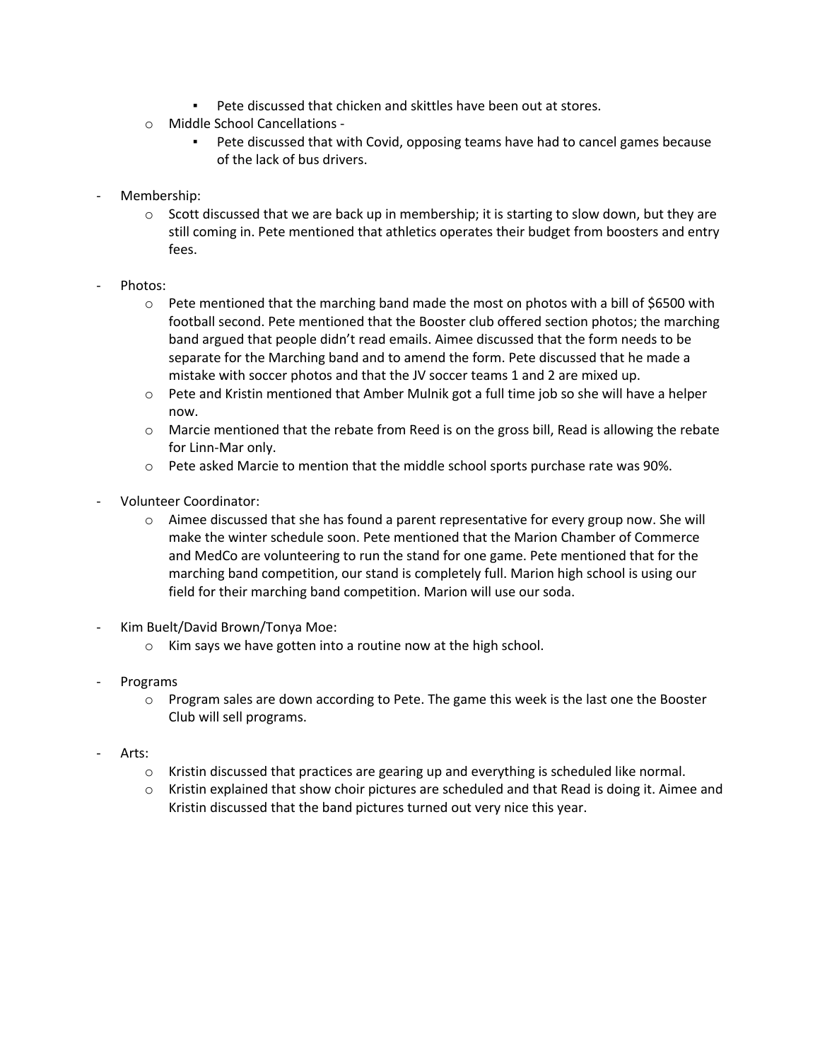- Pete discussed that chicken and skittles have been out at stores.
    - Middle School Cancellations -
        - Pete discussed that with Covid, opposing teams have had to cancel games because of the lack of bus drivers.

- Membership:
    - Scott discussed that we are back up in membership; it is starting to slow down, but they are still coming in. Pete mentioned that athletics operates their budget from boosters and entry fees.

- Photos:
    - Pete mentioned that the marching band made the most on photos with a bill of $6500 with football second. Pete mentioned that the Booster club offered section photos; the marching band argued that people didn't read emails. Aimee discussed that the form needs to be separate for the Marching band and to amend the form. Pete discussed that he made a mistake with soccer photos and that the JV soccer teams 1 and 2 are mixed up.
    - Pete and Kristin mentioned that Amber Mulnik got a full time job so she will have a helper now.
    - Marcie mentioned that the rebate from Reed is on the gross bill, Read is allowing the rebate for Linn-Mar only.
    - Pete asked Marcie to mention that the middle school sports purchase rate was 90%.

- Volunteer Coordinator:
    - Aimee discussed that she has found a parent representative for every group now. She will make the winter schedule soon. Pete mentioned that the Marion Chamber of Commerce and MedCo are volunteering to run the stand for one game. Pete mentioned that for the marching band competition, our stand is completely full. Marion high school is using our field for their marching band competition. Marion will use our soda.

- Kim Buelt/David Brown/Tonya Moe:
    - Kim says we have gotten into a routine now at the high school.

- Programs
    - Program sales are down according to Pete. The game this week is the last one the Booster Club will sell programs.

- Arts:
    - Kristin discussed that practices are gearing up and everything is scheduled like normal.
    - Kristin explained that show choir pictures are scheduled and that Read is doing it. Aimee and Kristin discussed that the band pictures turned out very nice this year.